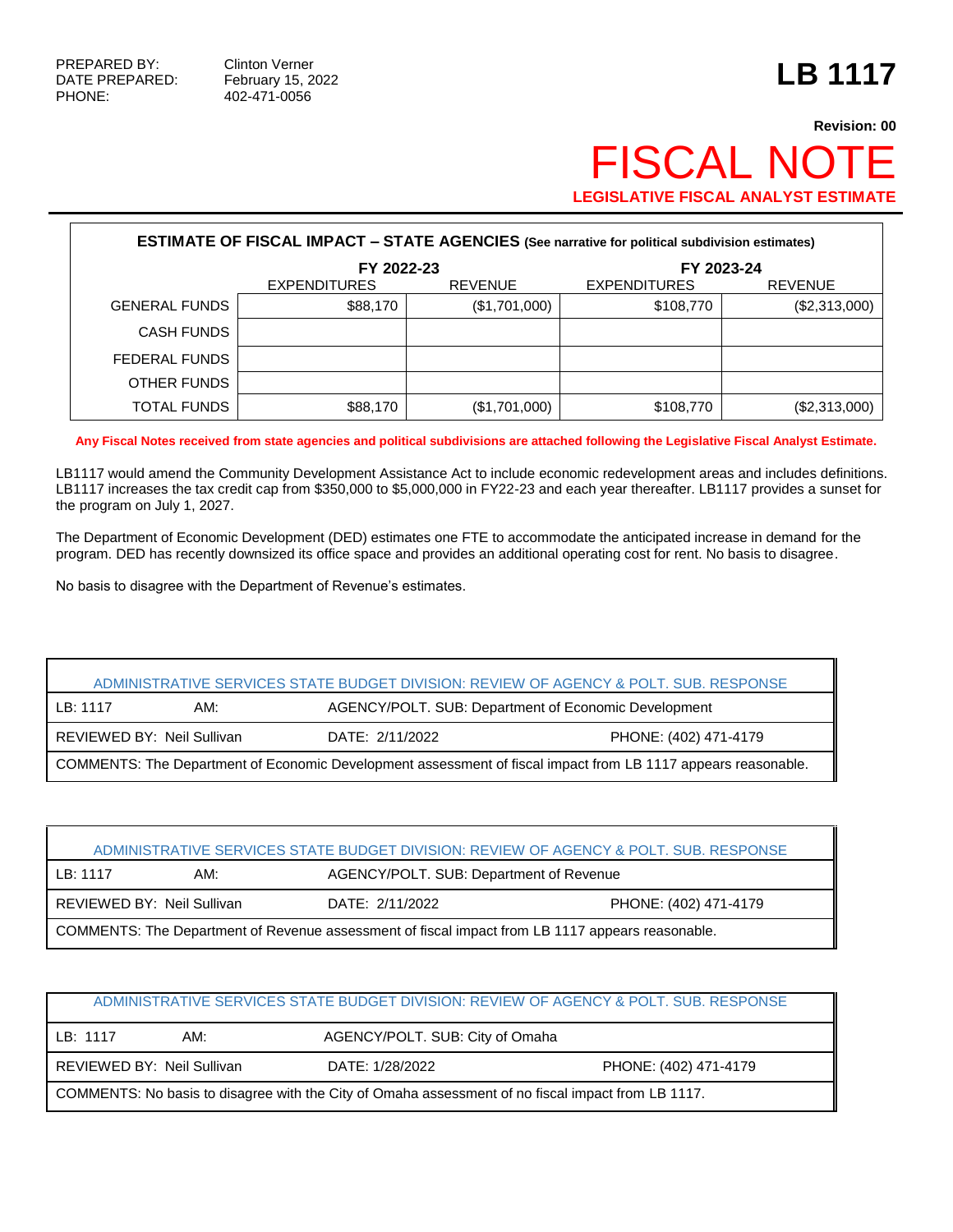PREPARED BY: Clinton Verner
DATE PREPARED: February 15, 2022
PHONE: 402-471-0056

# LB 1117

**Revision: 00**

# FISCAL NOTE

**LEGISLATIVE FISCAL ANALYST ESTIMATE**

**ESTIMATE OF FISCAL IMPACT – STATE AGENCIES (See narrative for political subdivision estimates)**

| | FY 2022-23 | | FY 2023-24 | |
|---|---|---|---|---|
| | EXPENDITURES | REVENUE | EXPENDITURES | REVENUE |
| GENERAL FUNDS | $88,170 | ($1,701,000) | $108,770 | ($2,313,000) |
| CASH FUNDS | | | | |
| FEDERAL FUNDS | | | | |
| OTHER FUNDS | | | | |
| TOTAL FUNDS | $88,170 | ($1,701,000) | $108,770 | ($2,313,000) |

**Any Fiscal Notes received from state agencies and political subdivisions are attached following the Legislative Fiscal Analyst Estimate.**

LB1117 would amend the Community Development Assistance Act to include economic redevelopment areas and includes definitions. LB1117 increases the tax credit cap from $350,000 to $5,000,000 in FY22-23 and each year thereafter. LB1117 provides a sunset for the program on July 1, 2027.

The Department of Economic Development (DED) estimates one FTE to accommodate the anticipated increase in demand for the program. DED has recently downsized its office space and provides an additional operating cost for rent. No basis to disagree.

No basis to disagree with the Department of Revenue's estimates.

| ADMINISTRATIVE SERVICES STATE BUDGET DIVISION: REVIEW OF AGENCY & POLT. SUB. RESPONSE | | | |
|---|---|---|---|
| LB: 1117 | AM: | AGENCY/POLT. SUB: Department of Economic Development | |
| REVIEWED BY: Neil Sullivan | | DATE: 2/11/2022 | PHONE: (402) 471-4179 |
| COMMENTS: The Department of Economic Development assessment of fiscal impact from LB 1117 appears reasonable. | | | |

| ADMINISTRATIVE SERVICES STATE BUDGET DIVISION: REVIEW OF AGENCY & POLT. SUB. RESPONSE | | | |
|---|---|---|---|
| LB: 1117 | AM: | AGENCY/POLT. SUB: Department of Revenue | |
| REVIEWED BY: Neil Sullivan | | DATE: 2/11/2022 | PHONE: (402) 471-4179 |
| COMMENTS: The Department of Revenue assessment of fiscal impact from LB 1117 appears reasonable. | | | |

| ADMINISTRATIVE SERVICES STATE BUDGET DIVISION: REVIEW OF AGENCY & POLT. SUB. RESPONSE | | | |
|---|---|---|---|
| LB: 1117 | AM: | AGENCY/POLT. SUB: City of Omaha | |
| REVIEWED BY: Neil Sullivan | | DATE: 1/28/2022 | PHONE: (402) 471-4179 |
| COMMENTS: No basis to disagree with the City of Omaha assessment of no fiscal impact from LB 1117. | | | |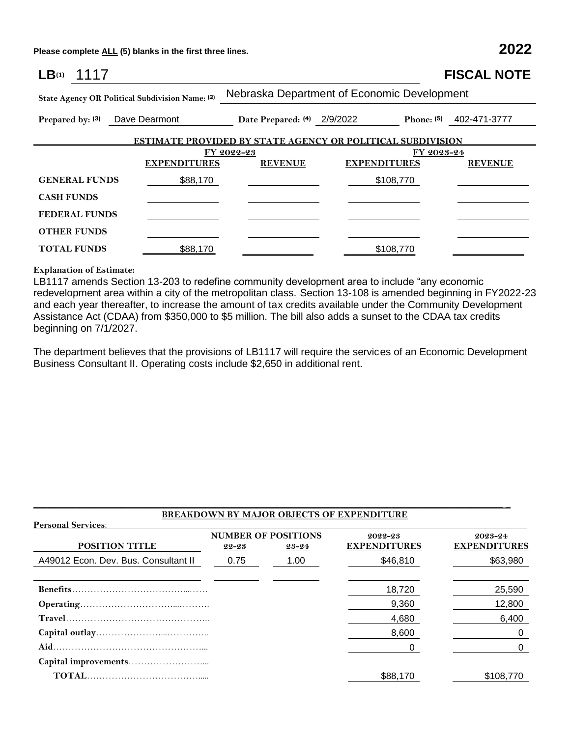Please complete ALL (5) blanks in the first three lines. **2022**

**LB**(1) 1117 **FISCAL NOTE**

**State Agency OR Political Subdivision Name:** (2) Nebraska Department of Economic Development

**Prepared by:** (3) Dave Dearmont **Date Prepared:** (4) 2/9/2022 **Phone:** (5) 402-471-3777

**ESTIMATE PROVIDED BY STATE AGENCY OR POLITICAL SUBDIVISION**

| | FY 2022-23 | | FY 2023-24 | |
|---|---|---|---|---|
| | **EXPENDITURES** | **REVENUE** | **EXPENDITURES** | **REVENUE** |
| **GENERAL FUNDS** | $88,170 | | $108,770 | |
| **CASH FUNDS** | | | | |
| **FEDERAL FUNDS** | | | | |
| **OTHER FUNDS** | | | | |
| **TOTAL FUNDS** | $88,170 | | $108,770 | |

**Explanation of Estimate:**

LB1117 amends Section 13-203 to redefine community development area to include "any economic redevelopment area within a city of the metropolitan class. Section 13-108 is amended beginning in FY2022-23 and each year thereafter, to increase the amount of tax credits available under the Community Development Assistance Act (CDAA) from $350,000 to $5 million. The bill also adds a sunset to the CDAA tax credits beginning on 7/1/2027.

The department believes that the provisions of LB1117 will require the services of an Economic Development Business Consultant II. Operating costs include $2,650 in additional rent.

**BREAKDOWN BY MAJOR OBJECTS OF EXPENDITURE**

**Personal Services:**

| POSITION TITLE | NUMBER OF POSITIONS 22-23 | 23-24 | 2022-23 EXPENDITURES | 2023-24 EXPENDITURES |
|---|---|---|---|---|
| A49012 Econ. Dev. Bus. Consultant II | 0.75 | 1.00 | $46,810 | $63,980 |
| | | | | |
| **Benefits** | | | 18,720 | 25,590 |
| **Operating** | | | 9,360 | 12,800 |
| **Travel** | | | 4,680 | 6,400 |
| **Capital outlay** | | | 8,600 | 0 |
| **Aid** | | | 0 | 0 |
| **Capital improvements** | | | | |
| **TOTAL** | | | $88,170 | $108,770 |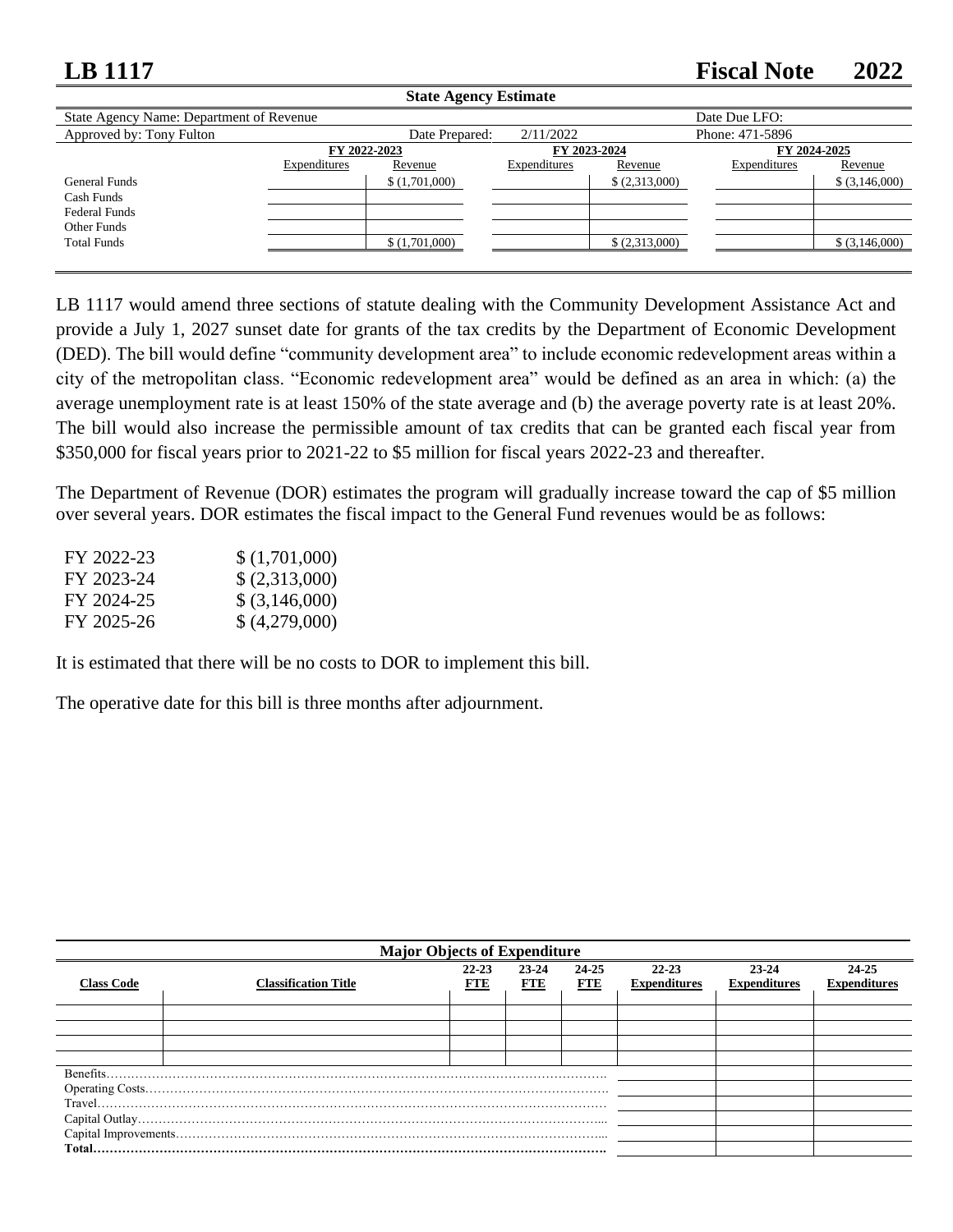# LB 1117 Fiscal Note 2022

**State Agency Estimate**

| State Agency Name: Department of Revenue | | | | | Date Due LFO: | |
|---|---|---|---|---|---|---|
| Approved by: Tony Fulton | | Date Prepared: | 2/11/2022 | | Phone: 471-5896 | |
| | **FY 2022-2023** | | **FY 2023-2024** | | **FY 2024-2025** | |
| | Expenditures | Revenue | Expenditures | Revenue | Expenditures | Revenue |
| General Funds | | $ (1,701,000) | | $ (2,313,000) | | $ (3,146,000) |
| Cash Funds | | | | | | |
| Federal Funds | | | | | | |
| Other Funds | | | | | | |
| Total Funds | | $ (1,701,000) | | $ (2,313,000) | | $ (3,146,000) |

LB 1117 would amend three sections of statute dealing with the Community Development Assistance Act and provide a July 1, 2027 sunset date for grants of the tax credits by the Department of Economic Development (DED). The bill would define "community development area" to include economic redevelopment areas within a city of the metropolitan class. "Economic redevelopment area" would be defined as an area in which: (a) the average unemployment rate is at least 150% of the state average and (b) the average poverty rate is at least 20%. The bill would also increase the permissible amount of tax credits that can be granted each fiscal year from $350,000 for fiscal years prior to 2021-22 to $5 million for fiscal years 2022-23 and thereafter.

The Department of Revenue (DOR) estimates the program will gradually increase toward the cap of $5 million over several years. DOR estimates the fiscal impact to the General Fund revenues would be as follows:

| | |
|---|---|
| FY 2022-23 | $ (1,701,000) |
| FY 2023-24 | $ (2,313,000) |
| FY 2024-25 | $ (3,146,000) |
| FY 2025-26 | $ (4,279,000) |

It is estimated that there will be no costs to DOR to implement this bill.

The operative date for this bill is three months after adjournment.

**Major Objects of Expenditure**

| Class Code | Classification Title | 22-23 FTE | 23-24 FTE | 24-25 FTE | 22-23 Expenditures | 23-24 Expenditures | 24-25 Expenditures |
|---|---|---|---|---|---|---|---|
| | | | | | | | |
| | | | | | | | |
| | | | | | | | |
| | | | | | | | |
| Benefits | | | | | | | |
| Operating Costs | | | | | | | |
| Travel | | | | | | | |
| Capital Outlay | | | | | | | |
| Capital Improvements | | | | | | | |
| **Total** | | | | | | | |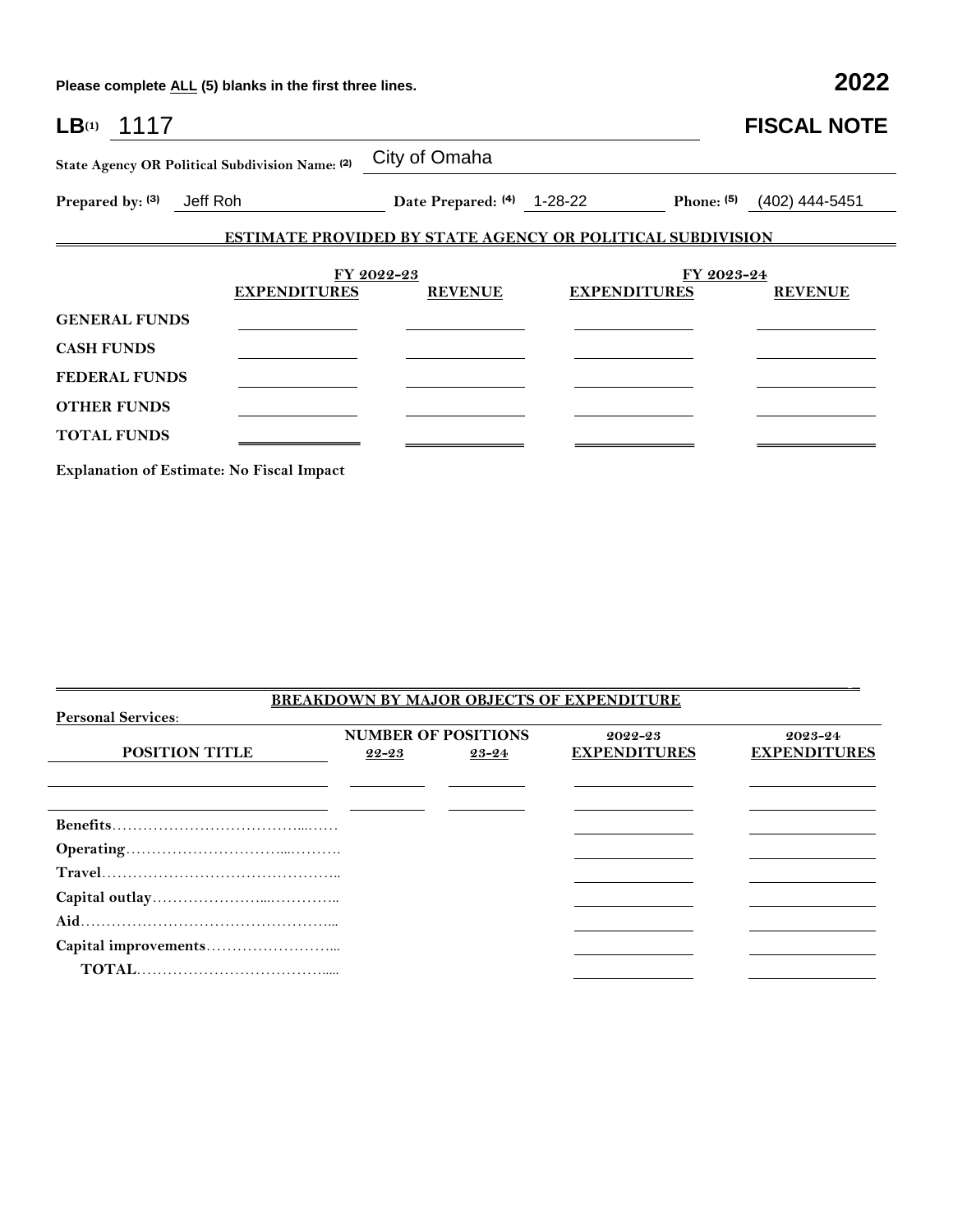Please complete ALL (5) blanks in the first three lines.

**2022**

# LB[(1)] 1117

# FISCAL NOTE

**State Agency OR Political Subdivision Name:** [(2)] City of Omaha

**Prepared by:** [(3)] Jeff Roh **Date Prepared:** [(4)] 1-28-22 **Phone:** [(5)] (402) 444-5451

## ESTIMATE PROVIDED BY STATE AGENCY OR POLITICAL SUBDIVISION

| | FY 2022-23 | | FY 2023-24 | |
|---|---|---|---|---|
| | **EXPENDITURES** | **REVENUE** | **EXPENDITURES** | **REVENUE** |
| **GENERAL FUNDS** | | | | |
| **CASH FUNDS** | | | | |
| **FEDERAL FUNDS** | | | | |
| **OTHER FUNDS** | | | | |
| **TOTAL FUNDS** | | | | |

**Explanation of Estimate: No Fiscal Impact**

## BREAKDOWN BY MAJOR OBJECTS OF EXPENDITURE

**Personal Services:**

| POSITION TITLE | NUMBER OF POSITIONS 22-23 | NUMBER OF POSITIONS 23-24 | 2022-23 EXPENDITURES | 2023-24 EXPENDITURES |
|---|---|---|---|---|
| | | | | |
| | | | | |
| **Benefits** | | | | |
| **Operating** | | | | |
| **Travel** | | | | |
| **Capital outlay** | | | | |
| **Aid** | | | | |
| **Capital improvements** | | | | |
| **TOTAL** | | | | |